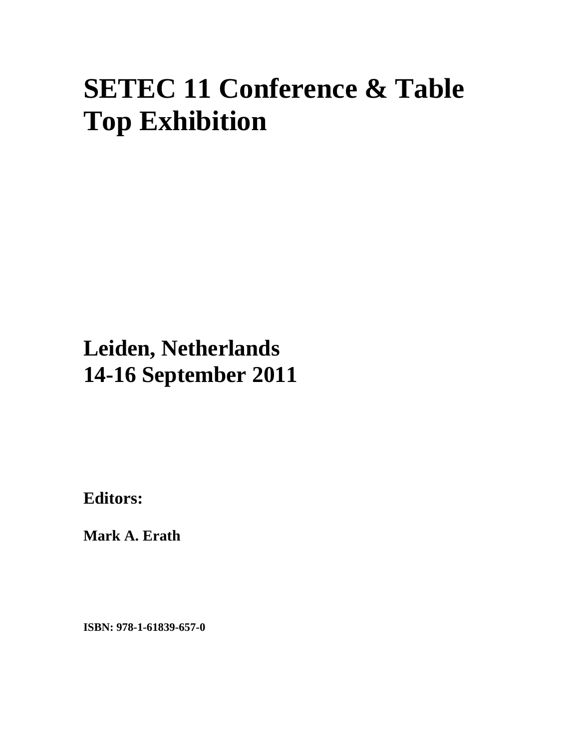# SETEC 11 Conference & Table Top Exhibition

## Leiden, Netherlands
## 14-16 September 2011

**Editors:**

**Mark A. Erath**

**ISBN: 978-1-61839-657-0**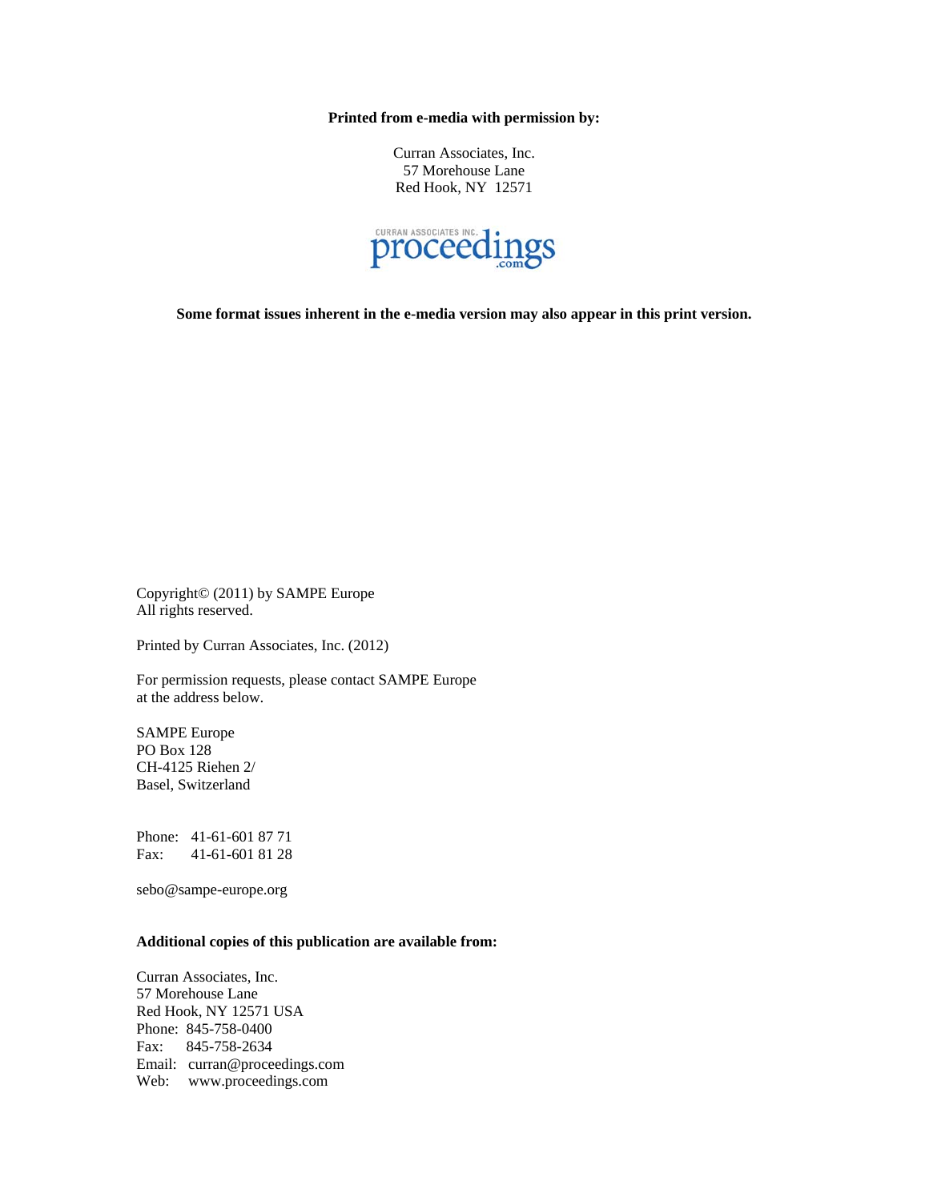**Printed from e-media with permission by:**

Curran Associates, Inc.
57 Morehouse Lane
Red Hook, NY 12571

**Some format issues inherent in the e-media version may also appear in this print version.**

Copyright© (2011) by SAMPE Europe
All rights reserved.

Printed by Curran Associates, Inc. (2012)

For permission requests, please contact SAMPE Europe
at the address below.

SAMPE Europe
PO Box 128
CH-4125 Riehen 2/
Basel, Switzerland

Phone: 41-61-601 87 71
Fax: 41-61-601 81 28

sebo@sampe-europe.org

**Additional copies of this publication are available from:**

Curran Associates, Inc.
57 Morehouse Lane
Red Hook, NY 12571 USA
Phone: 845-758-0400
Fax: 845-758-2634
Email: curran@proceedings.com
Web: www.proceedings.com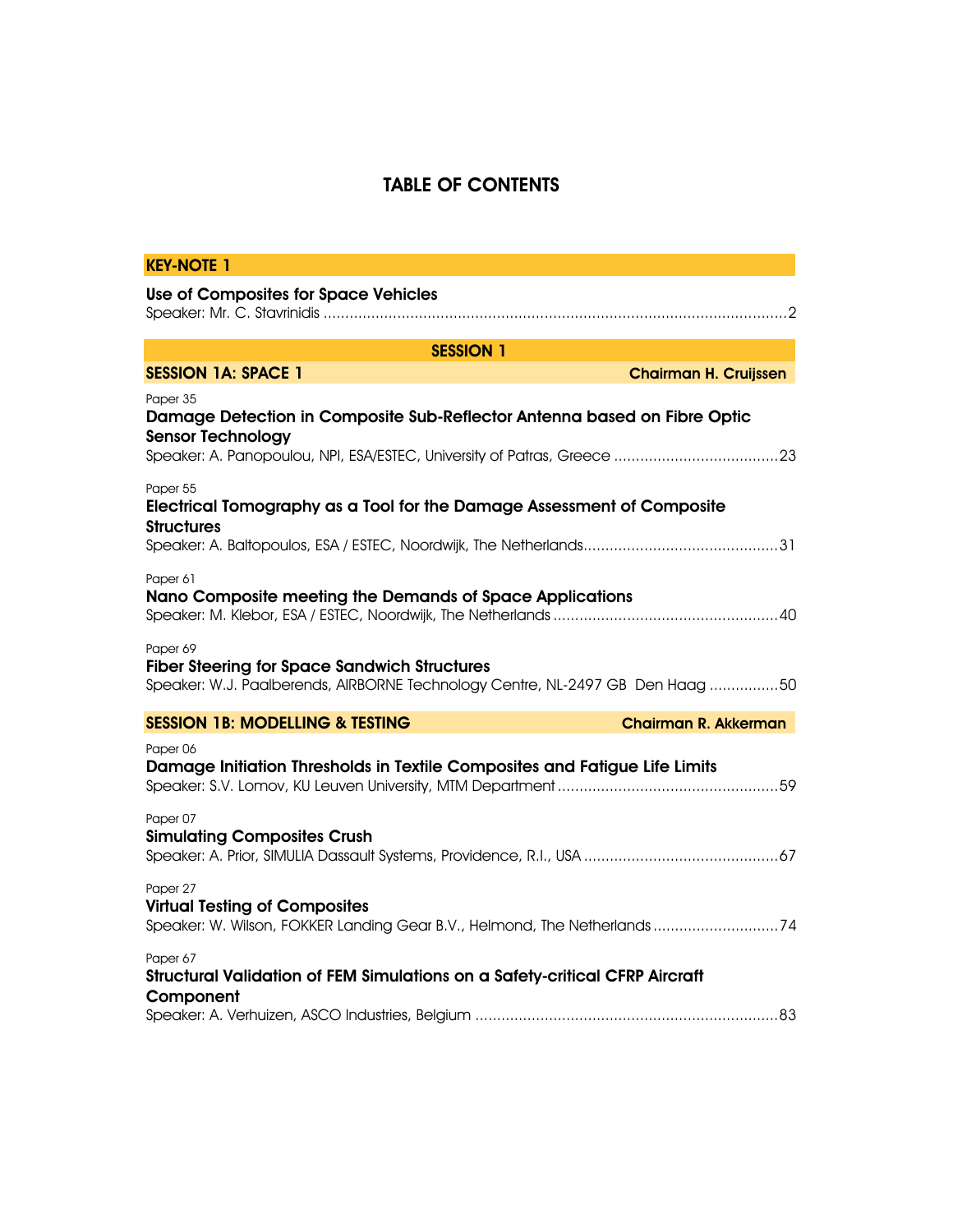# TABLE OF CONTENTS

## KEY-NOTE 1

**Use of Composites for Space Vehicles**
Speaker: Mr. C. Stavrinidis ........................................................................................................2

## SESSION 1

### SESSION 1A: SPACE 1 — Chairman H. Cruijssen

Paper 35
**Damage Detection in Composite Sub-Reflector Antenna based on Fibre Optic Sensor Technology**
Speaker: A. Panopoulou, NPI, ESA/ESTEC, University of Patras, Greece ......................................23

Paper 55
**Electrical Tomography as a Tool for the Damage Assessment of Composite Structures**
Speaker: A. Baltopoulos, ESA / ESTEC, Noordwijk, The Netherlands............................................31

Paper 61
**Nano Composite meeting the Demands of Space Applications**
Speaker: M. Klebor, ESA / ESTEC, Noordwijk, The Netherlands ...................................................40

Paper 69
**Fiber Steering for Space Sandwich Structures**
Speaker: W.J. Paalberends, AIRBORNE Technology Centre, NL-2497 GB Den Haag ................50

### SESSION 1B: MODELLING & TESTING — Chairman R. Akkerman

Paper 06
**Damage Initiation Thresholds in Textile Composites and Fatigue Life Limits**
Speaker: S.V. Lomov, KU Leuven University, MTM Department ..................................................59

Paper 07
**Simulating Composites Crush**
Speaker: A. Prior, SIMULIA Dassault Systems, Providence, R.I., USA ............................................67

Paper 27
**Virtual Testing of Composites**
Speaker: W. Wilson, FOKKER Landing Gear B.V., Helmond, The Netherlands ............................74

Paper 67
**Structural Validation of FEM Simulations on a Safety-critical CFRP Aircraft Component**
Speaker: A. Verhuizen, ASCO Industries, Belgium .....................................................................83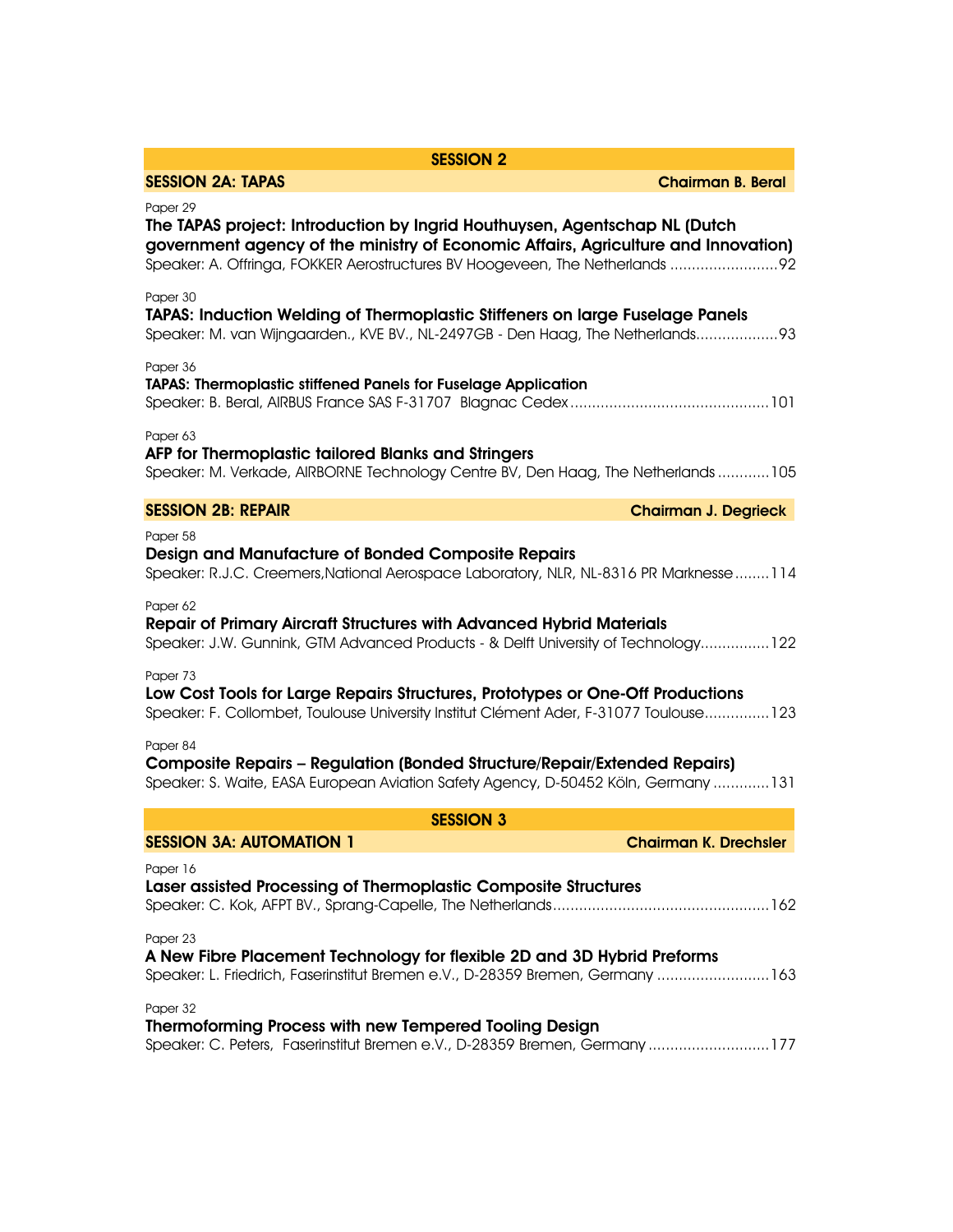## SESSION 2

### SESSION 2A: TAPAS — Chairman B. Beral

Paper 29
**The TAPAS project: Introduction by Ingrid Houthuysen, Agentschap NL (Dutch government agency of the ministry of Economic Affairs, Agriculture and Innovation)**
Speaker: A. Offringa, FOKKER Aerostructures BV Hoogeveen, The Netherlands .........................92

Paper 30
**TAPAS: Induction Welding of Thermoplastic Stiffeners on large Fuselage Panels**
Speaker: M. van Wijngaarden., KVE BV., NL-2497GB - Den Haag, The Netherlands..................93

Paper 36
**TAPAS: Thermoplastic stiffened Panels for Fuselage Application**
Speaker: B. Beral, AIRBUS France SAS F-31707 Blagnac Cedex.............................................101

Paper 63
**AFP for Thermoplastic tailored Blanks and Stringers**
Speaker: M. Verkade, AIRBORNE Technology Centre BV, Den Haag, The Netherlands ............105

### SESSION 2B: REPAIR — Chairman J. Degrieck

Paper 58
**Design and Manufacture of Bonded Composite Repairs**
Speaker: R.J.C. Creemers,National Aerospace Laboratory, NLR, NL-8316 PR Marknesse........114

Paper 62
**Repair of Primary Aircraft Structures with Advanced Hybrid Materials**
Speaker: J.W. Gunnink, GTM Advanced Products - & Delft University of Technology................122

Paper 73
**Low Cost Tools for Large Repairs Structures, Prototypes or One-Off Productions**
Speaker: F. Collombet, Toulouse University Institut Clément Ader, F-31077 Toulouse...............123

Paper 84
**Composite Repairs – Regulation (Bonded Structure/Repair/Extended Repairs)**
Speaker: S. Waite, EASA European Aviation Safety Agency, D-50452 Köln, Germany .............131

## SESSION 3

### SESSION 3A: AUTOMATION 1 — Chairman K. Drechsler

Paper 16
**Laser assisted Processing of Thermoplastic Composite Structures**
Speaker: C. Kok, AFPT BV., Sprang-Capelle, The Netherlands..................................................162

Paper 23
**A New Fibre Placement Technology for flexible 2D and 3D Hybrid Preforms**
Speaker: L. Friedrich, Faserinstitut Bremen e.V., D-28359 Bremen, Germany ..........................163

Paper 32
**Thermoforming Process with new Tempered Tooling Design**
Speaker: C. Peters, Faserinstitut Bremen e.V., D-28359 Bremen, Germany ............................177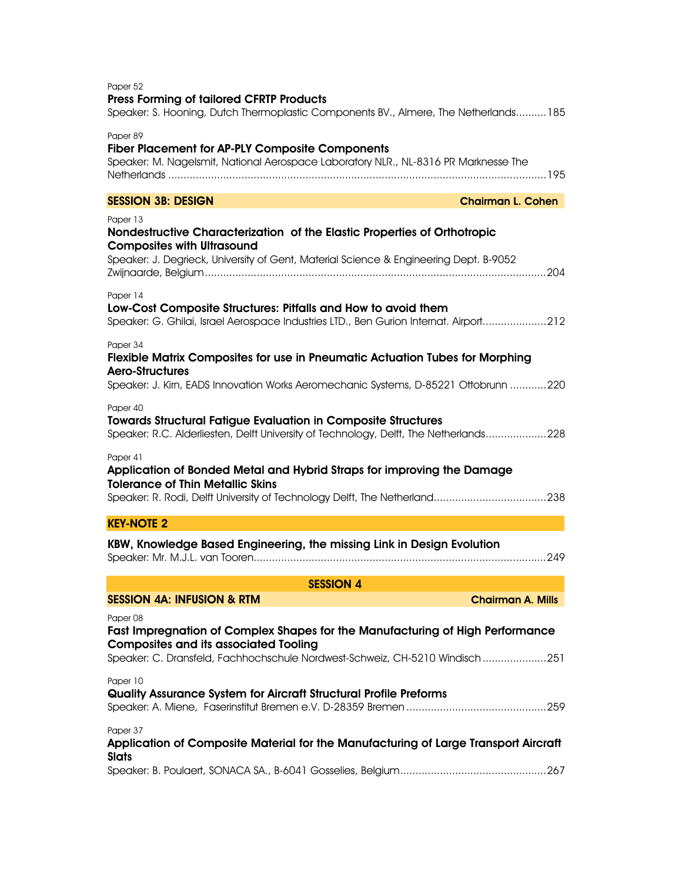Paper 52

**Press Forming of tailored CFRTP Products**

Speaker: S. Hooning, Dutch Thermoplastic Components BV., Almere, The Netherlands..........185

Paper 89

**Fiber Placement for AP-PLY Composite Components**

Speaker: M. Nagelsmit, National Aerospace Laboratory NLR., NL-8316 PR Marknesse The Netherlands ..........195

## SESSION 3B: DESIGN — Chairman L. Cohen

Paper 13

**Nondestructive Characterization of the Elastic Properties of Orthotropic Composites with Ultrasound**

Speaker: J. Degrieck, University of Gent, Material Science & Engineering Dept. B-9052 Zwijnaarde, Belgium..........204

Paper 14

**Low-Cost Composite Structures: Pitfalls and How to avoid them**

Speaker: G. Ghilai, Israel Aerospace Industries LTD., Ben Gurion Internat. Airport..........212

Paper 34

**Flexible Matrix Composites for use in Pneumatic Actuation Tubes for Morphing Aero-Structures**

Speaker: J. Kirn, EADS Innovation Works Aeromechanic Systems, D-85221 Ottobrunn ..........220

Paper 40

**Towards Structural Fatigue Evaluation in Composite Structures**

Speaker: R.C. Alderliesten, Delft University of Technology, Delft, The Netherlands..........228

Paper 41

**Application of Bonded Metal and Hybrid Straps for improving the Damage Tolerance of Thin Metallic Skins**

Speaker: R. Rodi, Delft University of Technology Delft, The Netherland..........238

## KEY-NOTE 2

**KBW, Knowledge Based Engineering, the missing Link in Design Evolution**

Speaker: Mr. M.J.L. van Tooren..........249

# SESSION 4

## SESSION 4A: INFUSION & RTM — Chairman A. Mills

Paper 08

**Fast Impregnation of Complex Shapes for the Manufacturing of High Performance Composites and its associated Tooling**

Speaker: C. Dransfeld, Fachhochschule Nordwest-Schweiz, CH-5210 Windisch..........251

Paper 10

**Quality Assurance System for Aircraft Structural Profile Preforms**

Speaker: A. Miene, Faserinstitut Bremen e.V. D-28359 Bremen..........259

Paper 37

**Application of Composite Material for the Manufacturing of Large Transport Aircraft Slats**

Speaker: B. Poulaert, SONACA SA., B-6041 Gosselies, Belgium..........267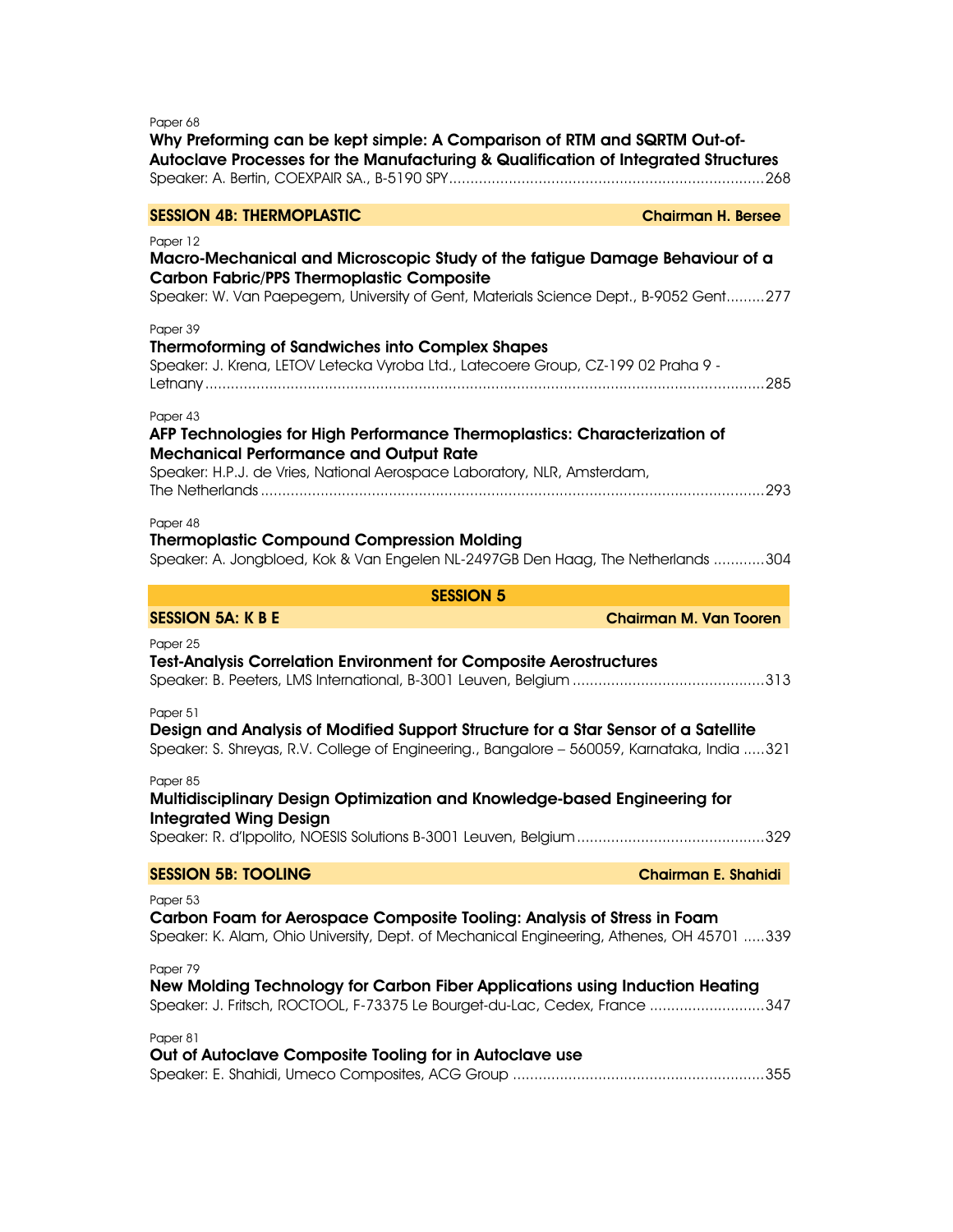Paper 68

**Why Preforming can be kept simple: A Comparison of RTM and SQRTM Out-of-Autoclave Processes for the Manufacturing & Qualification of Integrated Structures**

Speaker: A. Bertin, COEXPAIR SA., B-5190 SPY.........................................................................268

## SESSION 4B: THERMOPLASTIC — Chairman H. Bersee

Paper 12

**Macro-Mechanical and Microscopic Study of the fatigue Damage Behaviour of a Carbon Fabric/PPS Thermoplastic Composite**

Speaker: W. Van Paepegem, University of Gent, Materials Science Dept., B-9052 Gent.........277

Paper 39

**Thermoforming of Sandwiches into Complex Shapes**

Speaker: J. Krena, LETOV Letecka Vyroba Ltd., Latecoere Group, CZ-199 02 Praha 9 - Letnany.................................................................................................................................285

Paper 43

**AFP Technologies for High Performance Thermoplastics: Characterization of Mechanical Performance and Output Rate**

Speaker: H.P.J. de Vries, National Aerospace Laboratory, NLR, Amsterdam, The Netherlands .....................................................................................................................293

Paper 48

**Thermoplastic Compound Compression Molding**

Speaker: A. Jongbloed, Kok & Van Engelen NL-2497GB Den Haag, The Netherlands ............304

# SESSION 5

## SESSION 5A: K B E — Chairman M. Van Tooren

Paper 25

**Test-Analysis Correlation Environment for Composite Aerostructures**

Speaker: B. Peeters, LMS International, B-3001 Leuven, Belgium .............................................313

Paper 51

**Design and Analysis of Modified Support Structure for a Star Sensor of a Satellite**

Speaker: S. Shreyas, R.V. College of Engineering., Bangalore – 560059, Karnataka, India .....321

Paper 85

**Multidisciplinary Design Optimization and Knowledge-based Engineering for Integrated Wing Design**

Speaker: R. d'Ippolito, NOESIS Solutions B-3001 Leuven, Belgium............................................329

## SESSION 5B: TOOLING — Chairman E. Shahidi

Paper 53

**Carbon Foam for Aerospace Composite Tooling: Analysis of Stress in Foam**

Speaker: K. Alam, Ohio University, Dept. of Mechanical Engineering, Athenes, OH 45701 .....339

Paper 79

**New Molding Technology for Carbon Fiber Applications using Induction Heating**

Speaker: J. Fritsch, ROCTOOL, F-73375 Le Bourget-du-Lac, Cedex, France ...........................347

Paper 81

**Out of Autoclave Composite Tooling for in Autoclave use**

Speaker: E. Shahidi, Umeco Composites, ACG Group ...........................................................355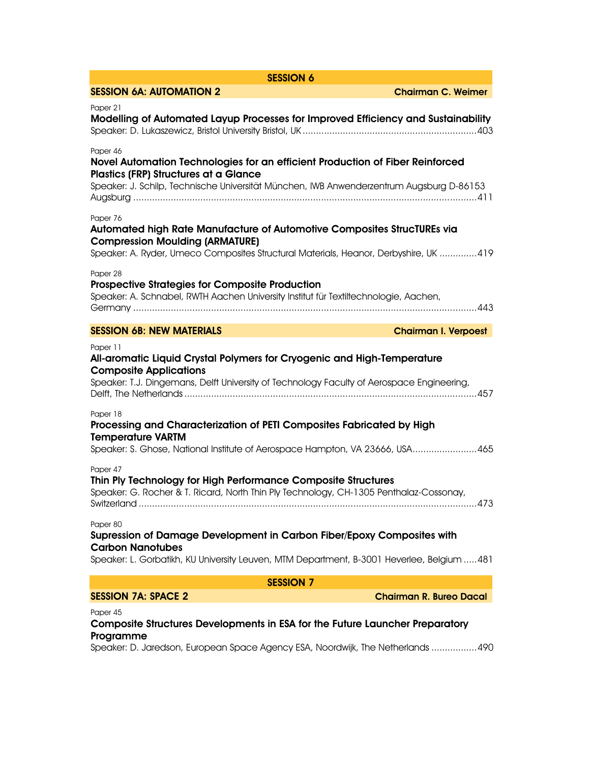## SESSION 6

### SESSION 6A: AUTOMATION 2 — Chairman C. Weimer

Paper 21

**Modelling of Automated Layup Processes for Improved Efficiency and Sustainability**

Speaker: D. Lukaszewicz, Bristol University Bristol, UK ................................................................403

Paper 46

**Novel Automation Technologies for an efficient Production of Fiber Reinforced Plastics (FRP) Structures at a Glance**

Speaker: J. Schilp, Technische Universität München, IWB Anwenderzentrum Augsburg D-86153 Augsburg .............................................................................................................................411

Paper 76

**Automated high Rate Manufacture of Automotive Composites StrucTUREs via Compression Moulding (ARMATURE)**

Speaker: A. Ryder, Umeco Composites Structural Materials, Heanor, Derbyshire, UK ..............419

Paper 28

**Prospective Strategies for Composite Production**

Speaker: A. Schnabel, RWTH Aachen University Institut für Textiltechnologie, Aachen, Germany ..............................................................................................................................443

### SESSION 6B: NEW MATERIALS — Chairman I. Verpoest

Paper 11

**All-aromatic Liquid Crystal Polymers for Cryogenic and High-Temperature Composite Applications**

Speaker: T.J. Dingemans, Delft University of Technology Faculty of Aerospace Engineering, Delft, The Netherlands ...........................................................................................................457

Paper 18

**Processing and Characterization of PETI Composites Fabricated by High Temperature VARTM**

Speaker: S. Ghose, National Institute of Aerospace Hampton, VA 23666, USA........................465

Paper 47

**Thin Ply Technology for High Performance Composite Structures**

Speaker: G. Rocher & T. Ricard, North Thin Ply Technology, CH-1305 Penthalaz-Cossonay, Switzerland ...........................................................................................................................473

Paper 80

**Supression of Damage Development in Carbon Fiber/Epoxy Composites with Carbon Nanotubes**

Speaker: L. Gorbatikh, KU University Leuven, MTM Department, B-3001 Heverlee, Belgium .....481

## SESSION 7

### SESSION 7A: SPACE 2 — Chairman R. Bureo Dacal

Paper 45

**Composite Structures Developments in ESA for the Future Launcher Preparatory Programme**

Speaker: D. Jaredson, European Space Agency ESA, Noordwijk, The Netherlands .................490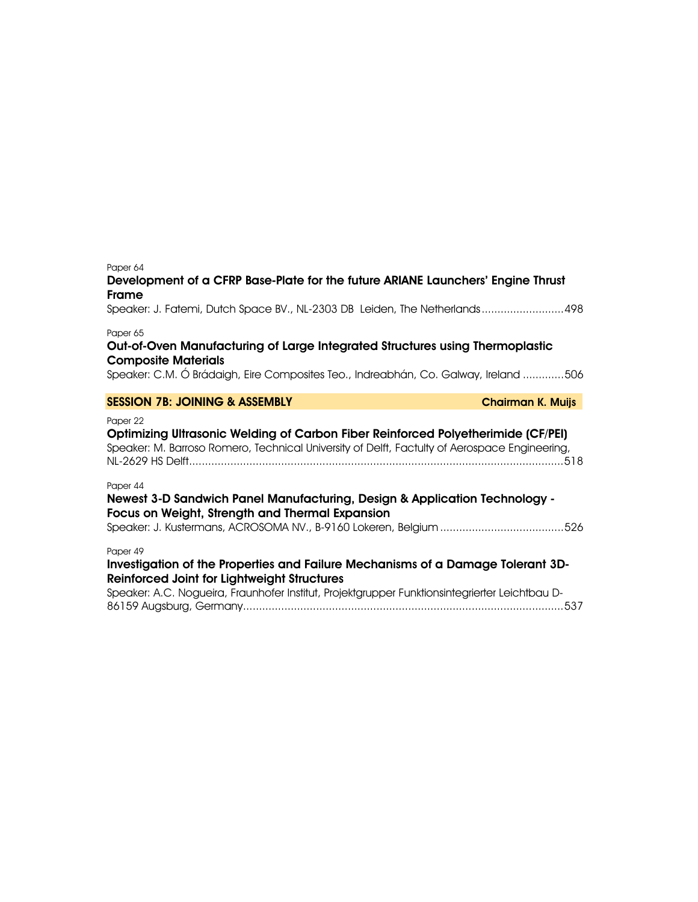Paper 64

**Development of a CFRP Base-Plate for the future ARIANE Launchers' Engine Thrust Frame**

Speaker: J. Fatemi, Dutch Space BV., NL-2303 DB Leiden, The Netherlands..........................498

Paper 65

**Out-of-Oven Manufacturing of Large Integrated Structures using Thermoplastic Composite Materials**

Speaker: C.M. Ó Brádaigh, Eire Composites Teo., Indreabhán, Co. Galway, Ireland .............506

## SESSION 7B: JOINING & ASSEMBLY — Chairman K. Muijs

Paper 22

**Optimizing Ultrasonic Welding of Carbon Fiber Reinforced Polyetherimide (CF/PEI)**

Speaker: M. Barroso Romero, Technical University of Delft, Factulty of Aerospace Engineering, NL-2629 HS Delft.....................................................................................................................518

Paper 44

**Newest 3-D Sandwich Panel Manufacturing, Design & Application Technology - Focus on Weight, Strength and Thermal Expansion**

Speaker: J. Kustermans, ACROSOMA NV., B-9160 Lokeren, Belgium .......................................526

Paper 49

**Investigation of the Properties and Failure Mechanisms of a Damage Tolerant 3D-Reinforced Joint for Lightweight Structures**

Speaker: A.C. Nogueira, Fraunhofer Institut, Projektgrupper Funktionsintegrierter Leichtbau D-86159 Augsburg, Germany....................................................................................................537